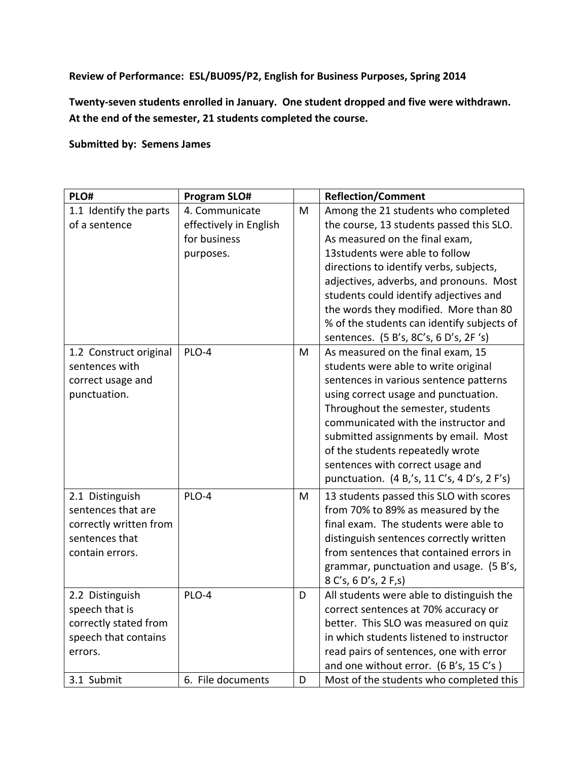**Review of Performance: ESL/BU095/P2, English for Business Purposes, Spring 2014**

**Twenty-seven students enrolled in January. One student dropped and five were withdrawn. At the end of the semester, 21 students completed the course.**

**Submitted by: Semens James**

| PLO# | Program SLO# | | Reflection/Comment |
|---|---|---|---|
| 1.1 Identify the parts of a sentence | 4. Communicate effectively in English for business purposes. | M | Among the 21 students who completed the course, 13 students passed this SLO. As measured on the final exam, 13students were able to follow directions to identify verbs, subjects, adjectives, adverbs, and pronouns. Most students could identify adjectives and the words they modified. More than 80 % of the students can identify subjects of sentences. (5 B's, 8C's, 6 D's, 2F 's) |
| 1.2 Construct original sentences with correct usage and punctuation. | PLO-4 | M | As measured on the final exam, 15 students were able to write original sentences in various sentence patterns using correct usage and punctuation. Throughout the semester, students communicated with the instructor and submitted assignments by email. Most of the students repeatedly wrote sentences with correct usage and punctuation. (4 B,'s, 11 C's, 4 D's, 2 F's) |
| 2.1 Distinguish sentences that are correctly written from sentences that contain errors. | PLO-4 | M | 13 students passed this SLO with scores from 70% to 89% as measured by the final exam. The students were able to distinguish sentences correctly written from sentences that contained errors in grammar, punctuation and usage. (5 B's, 8 C's, 6 D's, 2 F,s) |
| 2.2 Distinguish speech that is correctly stated from speech that contains errors. | PLO-4 | D | All students were able to distinguish the correct sentences at 70% accuracy or better. This SLO was measured on quiz in which students listened to instructor read pairs of sentences, one with error and one without error. (6 B's, 15 C's ) |
| 3.1 Submit | 6. File documents | D | Most of the students who completed this |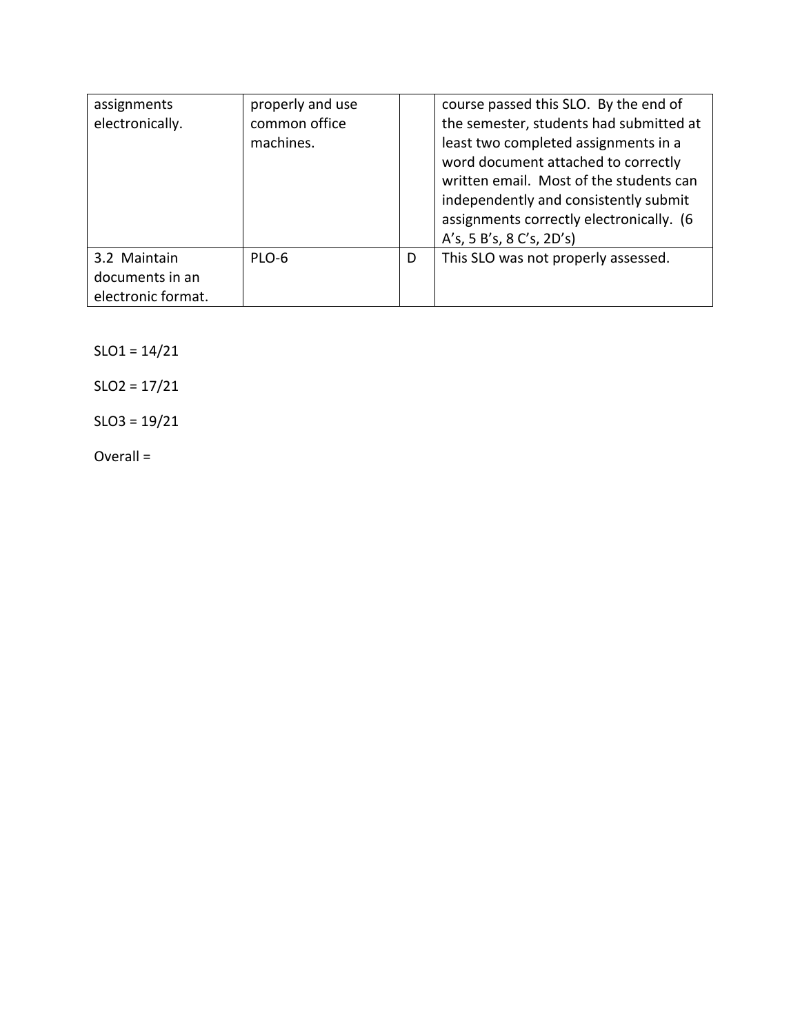| | | | |
|---|---|---|---|
| assignments electronically. | properly and use common office machines. | | course passed this SLO. By the end of the semester, students had submitted at least two completed assignments in a word document attached to correctly written email. Most of the students can independently and consistently submit assignments correctly electronically. (6 A's, 5 B's, 8 C's, 2D's) |
| 3.2 Maintain documents in an electronic format. | PLO-6 | D | This SLO was not properly assessed. |

SLO1 = 14/21

SLO2 = 17/21

SLO3 = 19/21

Overall =